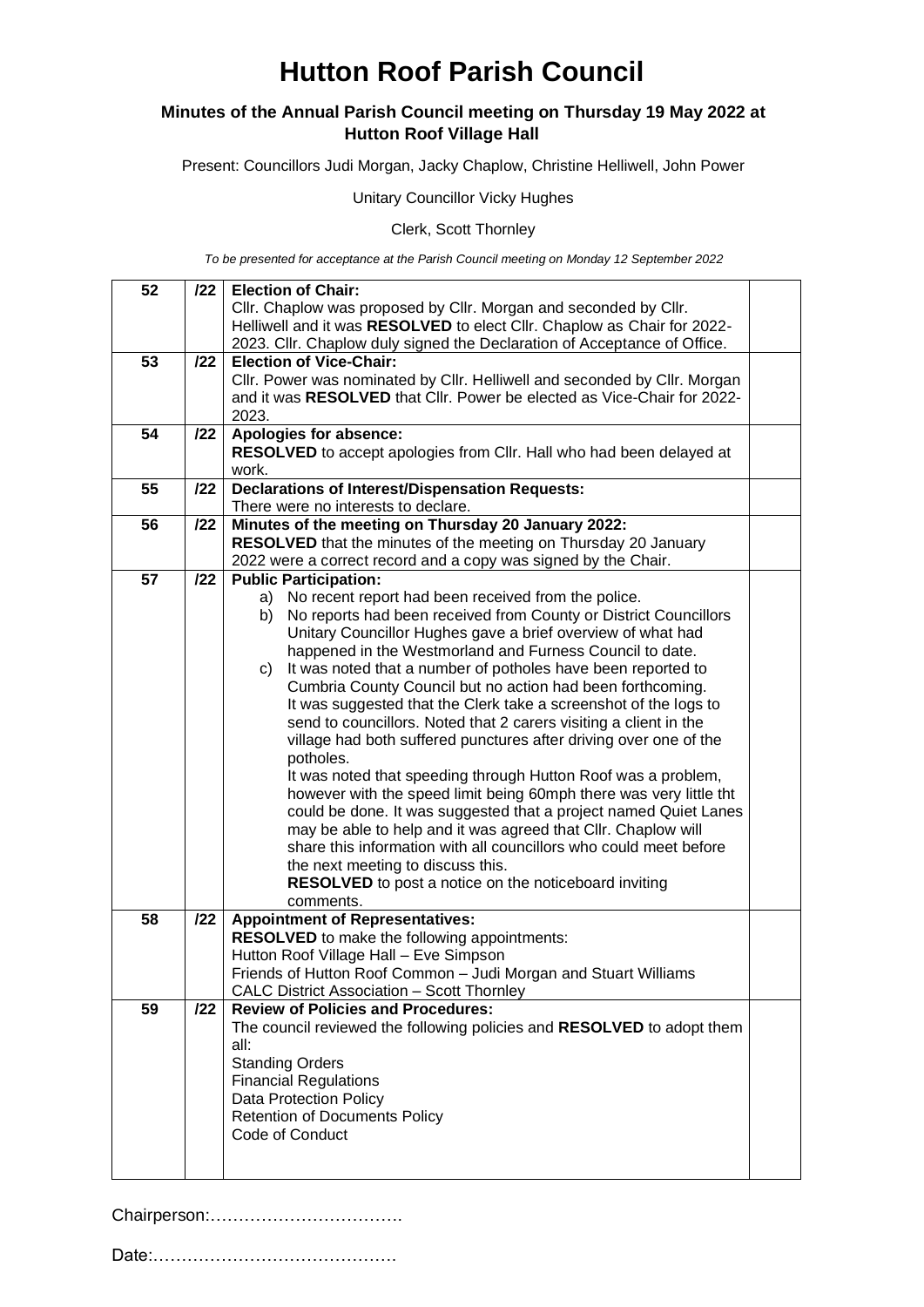# Hutton Roof Parish Council

### Minutes of the Annual Parish Council meeting on Thursday 19 May 2022 at Hutton Roof Village Hall

Present: Councillors Judi Morgan, Jacky Chaplow, Christine Helliwell, John Power

Unitary Councillor Vicky Hughes

Clerk, Scott Thornley

*To be presented for acceptance at the Parish Council meeting on Monday 12 September 2022*

| | | | |
|---|---|---|---|
| 52 | /22 | **Election of Chair:**<br>Cllr. Chaplow was proposed by Cllr. Morgan and seconded by Cllr. Helliwell and it was **RESOLVED** to elect Cllr. Chaplow as Chair for 2022-2023. Cllr. Chaplow duly signed the Declaration of Acceptance of Office. | |
| 53 | /22 | **Election of Vice-Chair:**<br>Cllr. Power was nominated by Cllr. Helliwell and seconded by Cllr. Morgan and it was **RESOLVED** that Cllr. Power be elected as Vice-Chair for 2022-2023. | |
| 54 | /22 | **Apologies for absence:**<br>**RESOLVED** to accept apologies from Cllr. Hall who had been delayed at work. | |
| 55 | /22 | **Declarations of Interest/Dispensation Requests:**<br>There were no interests to declare. | |
| 56 | /22 | **Minutes of the meeting on Thursday 20 January 2022:**<br>**RESOLVED** that the minutes of the meeting on Thursday 20 January 2022 were a correct record and a copy was signed by the Chair. | |
| 57 | /22 | **Public Participation:**<br>a) No recent report had been received from the police.<br>b) No reports had been received from County or District Councillors Unitary Councillor Hughes gave a brief overview of what had happened in the Westmorland and Furness Council to date.<br>c) It was noted that a number of potholes have been reported to Cumbria County Council but no action had been forthcoming. It was suggested that the Clerk take a screenshot of the logs to send to councillors. Noted that 2 carers visiting a client in the village had both suffered punctures after driving over one of the potholes.<br>It was noted that speeding through Hutton Roof was a problem, however with the speed limit being 60mph there was very little tht could be done. It was suggested that a project named Quiet Lanes may be able to help and it was agreed that Cllr. Chaplow will share this information with all councillors who could meet before the next meeting to discuss this.<br>**RESOLVED** to post a notice on the noticeboard inviting comments. | |
| 58 | /22 | **Appointment of Representatives:**<br>**RESOLVED** to make the following appointments:<br>Hutton Roof Village Hall – Eve Simpson<br>Friends of Hutton Roof Common – Judi Morgan and Stuart Williams<br>CALC District Association – Scott Thornley | |
| 59 | /22 | **Review of Policies and Procedures:**<br>The council reviewed the following policies and **RESOLVED** to adopt them all:<br>Standing Orders<br>Financial Regulations<br>Data Protection Policy<br>Retention of Documents Policy<br>Code of Conduct | |

Chairperson:…………………………….

Date:…………………………………….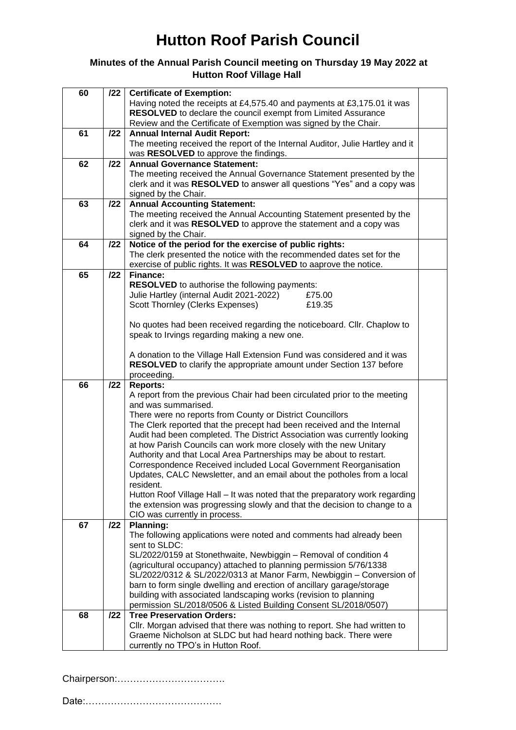# Hutton Roof Parish Council

### Minutes of the Annual Parish Council meeting on Thursday 19 May 2022 at Hutton Roof Village Hall

| 60 | /22 | **Certificate of Exemption:**<br>Having noted the receipts at £4,575.40 and payments at £3,175.01 it was **RESOLVED** to declare the council exempt from Limited Assurance Review and the Certificate of Exemption was signed by the Chair. | |
|---|---|---|---|
| 61 | /22 | **Annual Internal Audit Report:**<br>The meeting received the report of the Internal Auditor, Julie Hartley and it was **RESOLVED** to approve the findings. | |
| 62 | /22 | **Annual Governance Statement:**<br>The meeting received the Annual Governance Statement presented by the clerk and it was **RESOLVED** to answer all questions "Yes" and a copy was signed by the Chair. | |
| 63 | /22 | **Annual Accounting Statement:**<br>The meeting received the Annual Accounting Statement presented by the clerk and it was **RESOLVED** to approve the statement and a copy was signed by the Chair. | |
| 64 | /22 | **Notice of the period for the exercise of public rights:**<br>The clerk presented the notice with the recommended dates set for the exercise of public rights. It was **RESOLVED** to aaprove the notice. | |
| 65 | /22 | **Finance:**<br>**RESOLVED** to authorise the following payments:<br>Julie Hartley (internal Audit 2021-2022) £75.00<br>Scott Thornley (Clerks Expenses) £19.35<br><br>No quotes had been received regarding the noticeboard. Cllr. Chaplow to speak to Irvings regarding making a new one.<br><br>A donation to the Village Hall Extension Fund was considered and it was **RESOLVED** to clarify the appropriate amount under Section 137 before proceeding. | |
| 66 | /22 | **Reports:**<br>A report from the previous Chair had been circulated prior to the meeting and was summarised.<br>There were no reports from County or District Councillors<br>The Clerk reported that the precept had been received and the Internal Audit had been completed. The District Association was currently looking at how Parish Councils can work more closely with the new Unitary Authority and that Local Area Partnerships may be about to restart.<br>Correspondence Received included Local Government Reorganisation Updates, CALC Newsletter, and an email about the potholes from a local resident.<br>Hutton Roof Village Hall – It was noted that the preparatory work regarding the extension was progressing slowly and that the decision to change to a CIO was currently in process. | |
| 67 | /22 | **Planning:**<br>The following applications were noted and comments had already been sent to SLDC:<br>SL/2022/0159 at Stonethwaite, Newbiggin – Removal of condition 4 (agricultural occupancy) attached to planning permission 5/76/1338<br>SL/2022/0312 & SL/2022/0313 at Manor Farm, Newbiggin – Conversion of barn to form single dwelling and erection of ancillary garage/storage building with associated landscaping works (revision to planning permission SL/2018/0506 & Listed Building Consent SL/2018/0507) | |
| 68 | /22 | **Tree Preservation Orders:**<br>Cllr. Morgan advised that there was nothing to report. She had written to Graeme Nicholson at SLDC but had heard nothing back. There were currently no TPO's in Hutton Roof. | |

Chairperson:…………………………….

Date:…………………………………….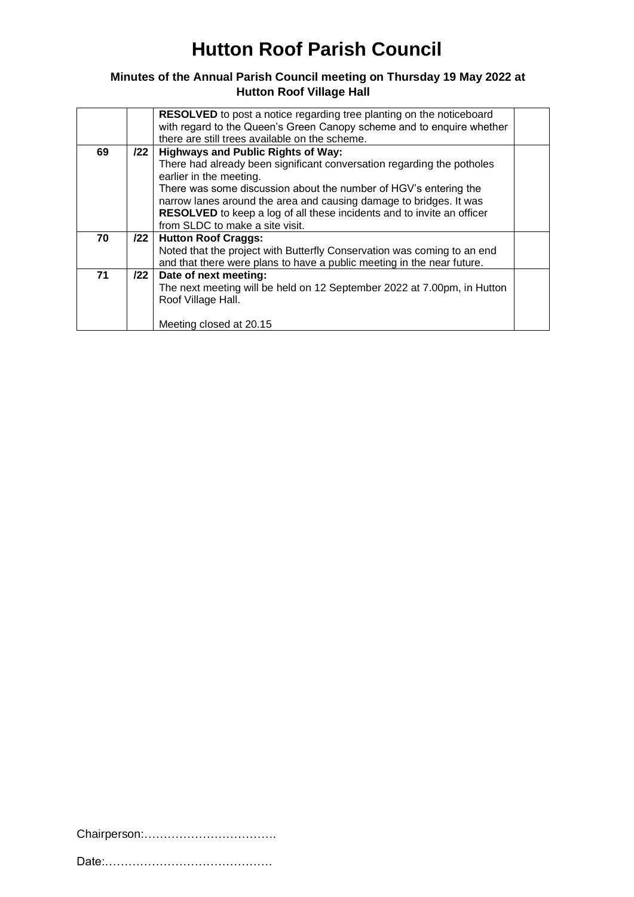# Hutton Roof Parish Council

### Minutes of the Annual Parish Council meeting on Thursday 19 May 2022 at Hutton Roof Village Hall

| | | | |
|---|---|---|---|
| | | **RESOLVED** to post a notice regarding tree planting on the noticeboard with regard to the Queen's Green Canopy scheme and to enquire whether there are still trees available on the scheme. | |
| 69 | /22 | **Highways and Public Rights of Way:**<br>There had already been significant conversation regarding the potholes earlier in the meeting.<br>There was some discussion about the number of HGV's entering the narrow lanes around the area and causing damage to bridges. It was **RESOLVED** to keep a log of all these incidents and to invite an officer from SLDC to make a site visit. | |
| 70 | /22 | **Hutton Roof Craggs:**<br>Noted that the project with Butterfly Conservation was coming to an end and that there were plans to have a public meeting in the near future. | |
| 71 | /22 | **Date of next meeting:**<br>The next meeting will be held on 12 September 2022 at 7.00pm, in Hutton Roof Village Hall.<br><br>Meeting closed at 20.15 | |

Chairperson:…………………………….

Date:…………………………………….